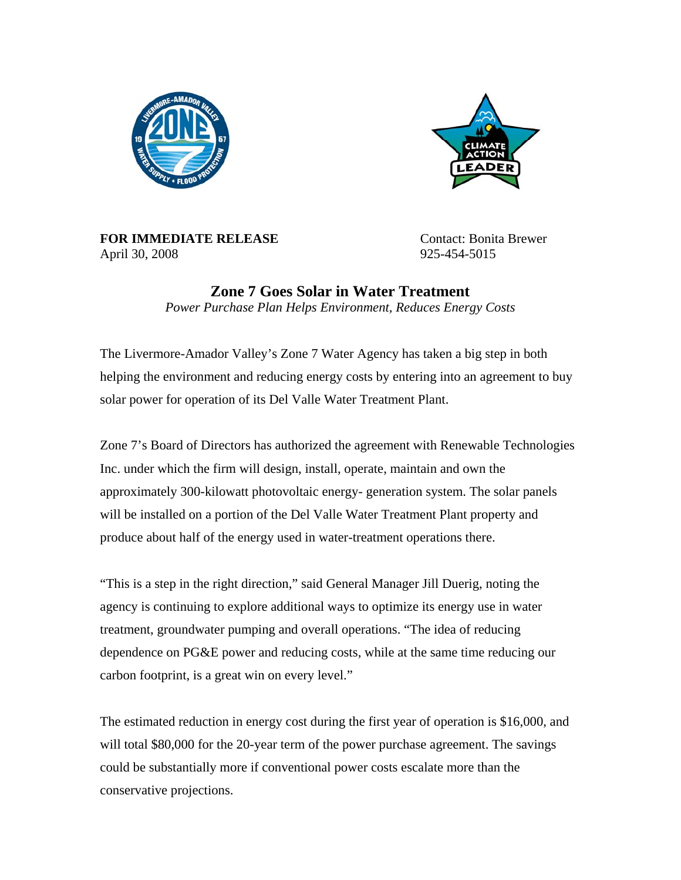**FOR IMMEDIATE RELEASE**
April 30, 2008

Contact: Bonita Brewer
925-454-5015

# Zone 7 Goes Solar in Water Treatment

*Power Purchase Plan Helps Environment, Reduces Energy Costs*

The Livermore-Amador Valley's Zone 7 Water Agency has taken a big step in both helping the environment and reducing energy costs by entering into an agreement to buy solar power for operation of its Del Valle Water Treatment Plant.

Zone 7's Board of Directors has authorized the agreement with Renewable Technologies Inc. under which the firm will design, install, operate, maintain and own the approximately 300-kilowatt photovoltaic energy- generation system. The solar panels will be installed on a portion of the Del Valle Water Treatment Plant property and produce about half of the energy used in water-treatment operations there.

"This is a step in the right direction," said General Manager Jill Duerig, noting the agency is continuing to explore additional ways to optimize its energy use in water treatment, groundwater pumping and overall operations. "The idea of reducing dependence on PG&E power and reducing costs, while at the same time reducing our carbon footprint, is a great win on every level."

The estimated reduction in energy cost during the first year of operation is $16,000, and will total $80,000 for the 20-year term of the power purchase agreement. The savings could be substantially more if conventional power costs escalate more than the conservative projections.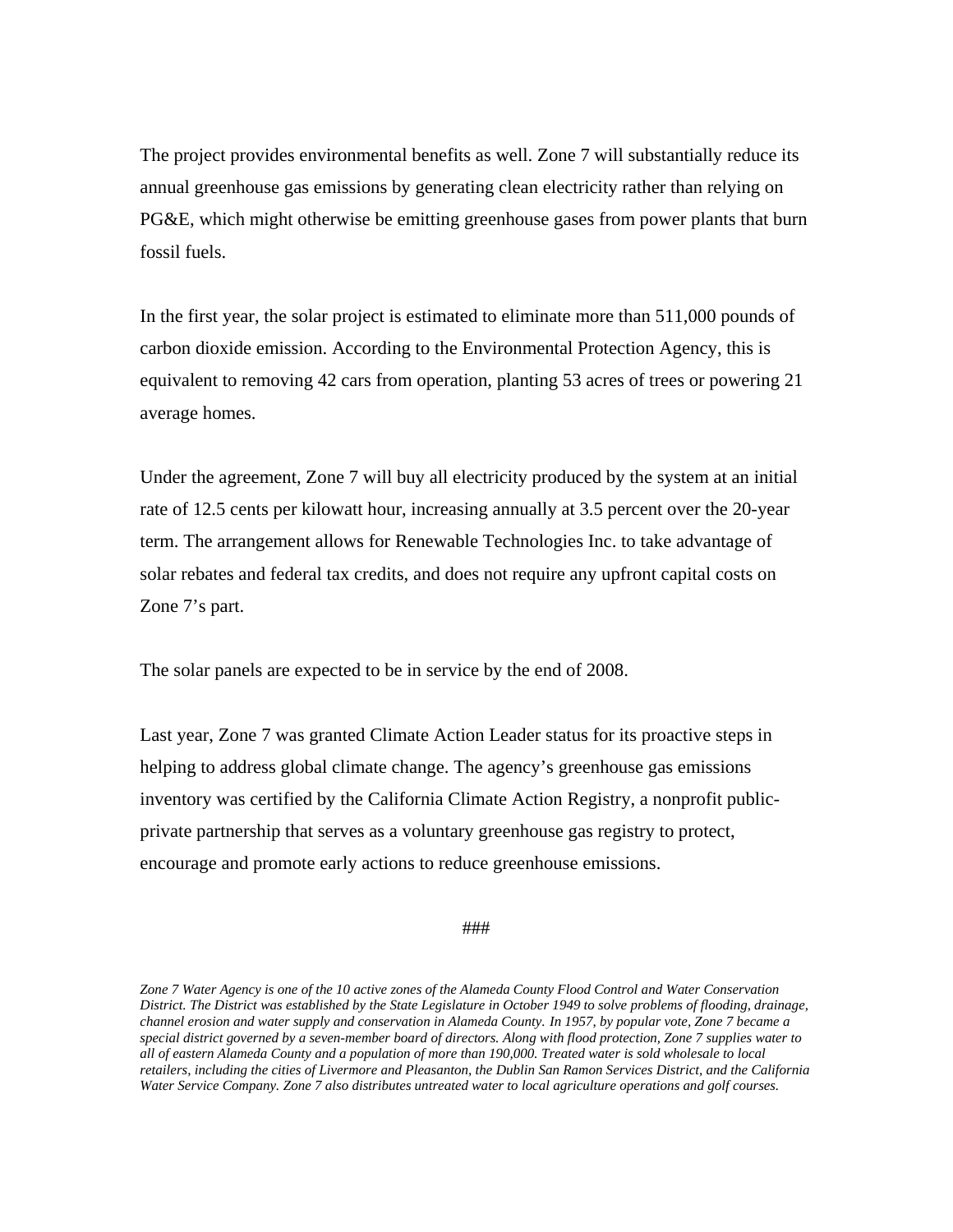The project provides environmental benefits as well. Zone 7 will substantially reduce its annual greenhouse gas emissions by generating clean electricity rather than relying on PG&E, which might otherwise be emitting greenhouse gases from power plants that burn fossil fuels.

In the first year, the solar project is estimated to eliminate more than 511,000 pounds of carbon dioxide emission. According to the Environmental Protection Agency, this is equivalent to removing 42 cars from operation, planting 53 acres of trees or powering 21 average homes.

Under the agreement, Zone 7 will buy all electricity produced by the system at an initial rate of 12.5 cents per kilowatt hour, increasing annually at 3.5 percent over the 20-year term. The arrangement allows for Renewable Technologies Inc. to take advantage of solar rebates and federal tax credits, and does not require any upfront capital costs on Zone 7's part.

The solar panels are expected to be in service by the end of 2008.

Last year, Zone 7 was granted Climate Action Leader status for its proactive steps in helping to address global climate change. The agency's greenhouse gas emissions inventory was certified by the California Climate Action Registry, a nonprofit public-private partnership that serves as a voluntary greenhouse gas registry to protect, encourage and promote early actions to reduce greenhouse emissions.

###

*Zone 7 Water Agency is one of the 10 active zones of the Alameda County Flood Control and Water Conservation District. The District was established by the State Legislature in October 1949 to solve problems of flooding, drainage, channel erosion and water supply and conservation in Alameda County. In 1957, by popular vote, Zone 7 became a special district governed by a seven-member board of directors. Along with flood protection, Zone 7 supplies water to all of eastern Alameda County and a population of more than 190,000. Treated water is sold wholesale to local retailers, including the cities of Livermore and Pleasanton, the Dublin San Ramon Services District, and the California Water Service Company. Zone 7 also distributes untreated water to local agriculture operations and golf courses.*